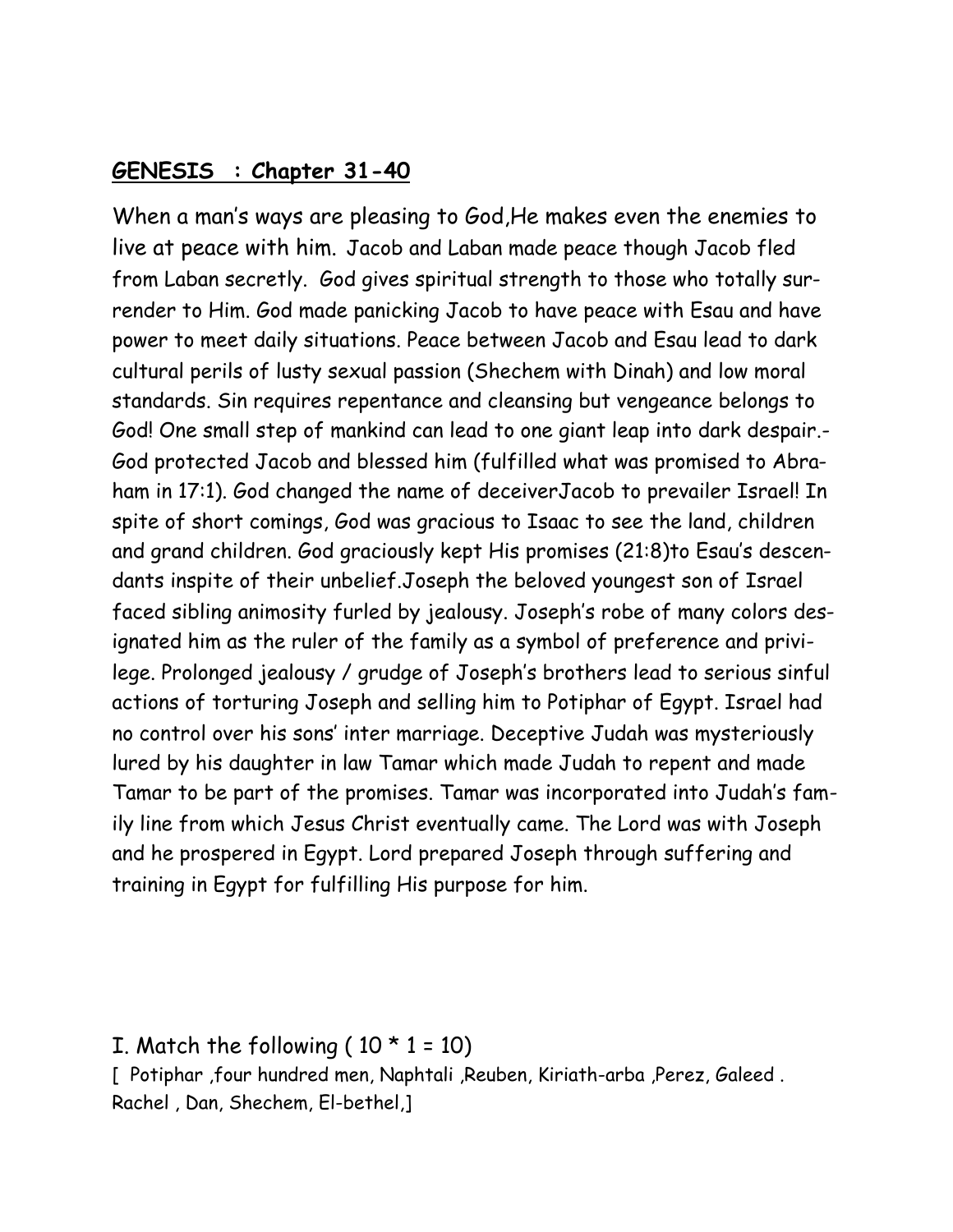## GENESIS : Chapter 31-40

When a man's ways are pleasing to God,He makes even the enemies to live at peace with him. Jacob and Laban made peace though Jacob fled from Laban secretly. God gives spiritual strength to those who totally surrender to Him. God made panicking Jacob to have peace with Esau and have power to meet daily situations. Peace between Jacob and Esau lead to dark cultural perils of lusty sexual passion (Shechem with Dinah) and low moral standards. Sin requires repentance and cleansing but vengeance belongs to God! One small step of mankind can lead to one giant leap into dark despair.- God protected Jacob and blessed him (fulfilled what was promised to Abraham in 17:1). God changed the name of deceiverJacob to prevailer Israel! In spite of short comings, God was gracious to Isaac to see the land, children and grand children. God graciously kept His promises (21:8)to Esau's descendants inspite of their unbelief.Joseph the beloved youngest son of Israel faced sibling animosity furled by jealousy. Joseph's robe of many colors designated him as the ruler of the family as a symbol of preference and privilege. Prolonged jealousy / grudge of Joseph's brothers lead to serious sinful actions of torturing Joseph and selling him to Potiphar of Egypt. Israel had no control over his sons' inter marriage. Deceptive Judah was mysteriously lured by his daughter in law Tamar which made Judah to repent and made Tamar to be part of the promises. Tamar was incorporated into Judah's family line from which Jesus Christ eventually came. The Lord was with Joseph and he prospered in Egypt. Lord prepared Joseph through suffering and training in Egypt for fulfilling His purpose for him.

I. Match the following ( 10 * 1 = 10)

[ Potiphar ,four hundred men, Naphtali ,Reuben, Kiriath-arba ,Perez, Galeed . Rachel , Dan, Shechem, El-bethel,]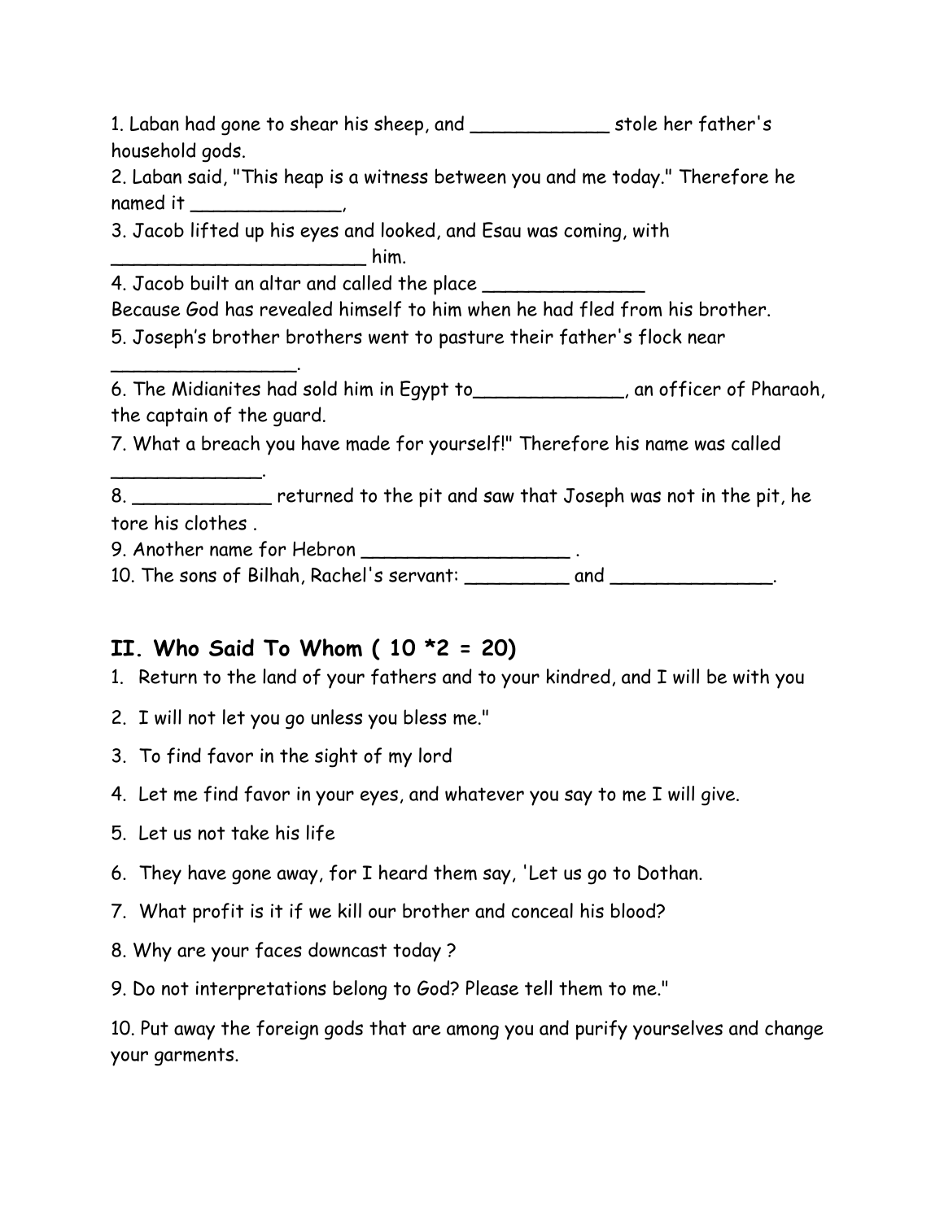1. Laban had gone to shear his sheep, and ____________ stole her father's household gods.
2. Laban said, "This heap is a witness between you and me today." Therefore he named it _____________,
3. Jacob lifted up his eyes and looked, and Esau was coming, with _______________________ him.
4. Jacob built an altar and called the place ______________
Because God has revealed himself to him when he had fled from his brother.
5. Joseph's brother brothers went to pasture their father's flock near ________________.
6. The Midianites had sold him in Egypt to_____________, an officer of Pharaoh, the captain of the guard.
7. What a breach you have made for yourself!" Therefore his name was called _____________.
8. ____________ returned to the pit and saw that Joseph was not in the pit, he tore his clothes .
9. Another name for Hebron __________________ .
10. The sons of Bilhah, Rachel's servant: _________ and ______________.

## II. Who Said To Whom ( 10 *2 = 20)

1. Return to the land of your fathers and to your kindred, and I will be with you
2. I will not let you go unless you bless me."
3. To find favor in the sight of my lord
4. Let me find favor in your eyes, and whatever you say to me I will give.
5. Let us not take his life
6. They have gone away, for I heard them say, 'Let us go to Dothan.
7. What profit is it if we kill our brother and conceal his blood?
8. Why are your faces downcast today ?
9. Do not interpretations belong to God? Please tell them to me."
10. Put away the foreign gods that are among you and purify yourselves and change your garments.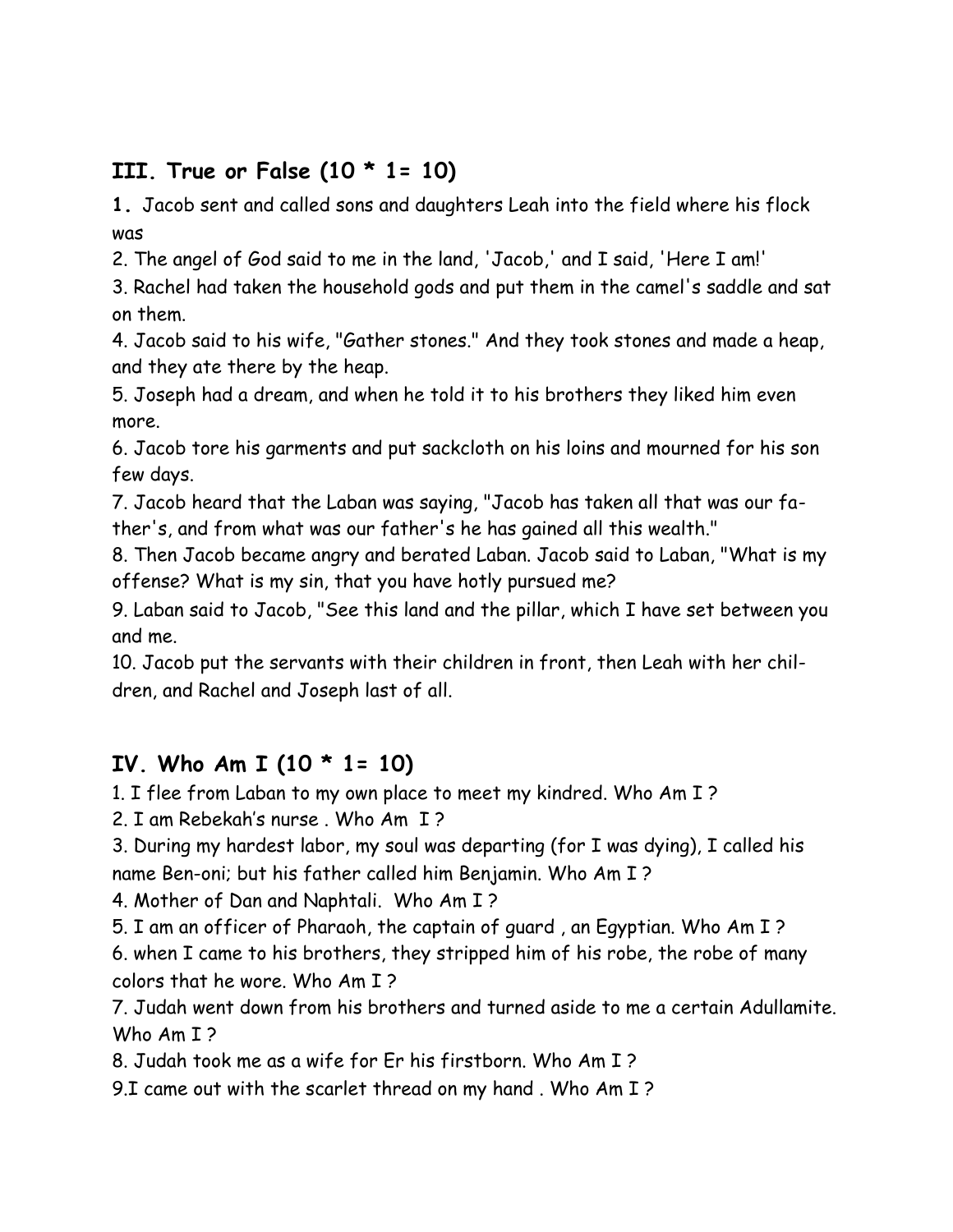## III. True or False (10 * 1= 10)

**1.** Jacob sent and called sons and daughters Leah into the field where his flock was

2. The angel of God said to me in the land, 'Jacob,' and I said, 'Here I am!'

3. Rachel had taken the household gods and put them in the camel's saddle and sat on them.

4. Jacob said to his wife, "Gather stones." And they took stones and made a heap, and they ate there by the heap.

5. Joseph had a dream, and when he told it to his brothers they liked him even more.

6. Jacob tore his garments and put sackcloth on his loins and mourned for his son few days.

7. Jacob heard that the Laban was saying, "Jacob has taken all that was our father's, and from what was our father's he has gained all this wealth."

8. Then Jacob became angry and berated Laban. Jacob said to Laban, "What is my offense? What is my sin, that you have hotly pursued me?

9. Laban said to Jacob, "See this land and the pillar, which I have set between you and me.

10. Jacob put the servants with their children in front, then Leah with her children, and Rachel and Joseph last of all.

## IV. Who Am I (10 * 1= 10)

1. I flee from Laban to my own place to meet my kindred. Who Am I ?

2. I am Rebekah's nurse . Who Am I ?

3. During my hardest labor, my soul was departing (for I was dying), I called his name Ben-oni; but his father called him Benjamin. Who Am I ?

4. Mother of Dan and Naphtali. Who Am I ?

5. I am an officer of Pharaoh, the captain of guard , an Egyptian. Who Am I ?

6. when I came to his brothers, they stripped him of his robe, the robe of many colors that he wore. Who Am I ?

7. Judah went down from his brothers and turned aside to me a certain Adullamite. Who Am I ?

8. Judah took me as a wife for Er his firstborn. Who Am I ?

9. I came out with the scarlet thread on my hand . Who Am I ?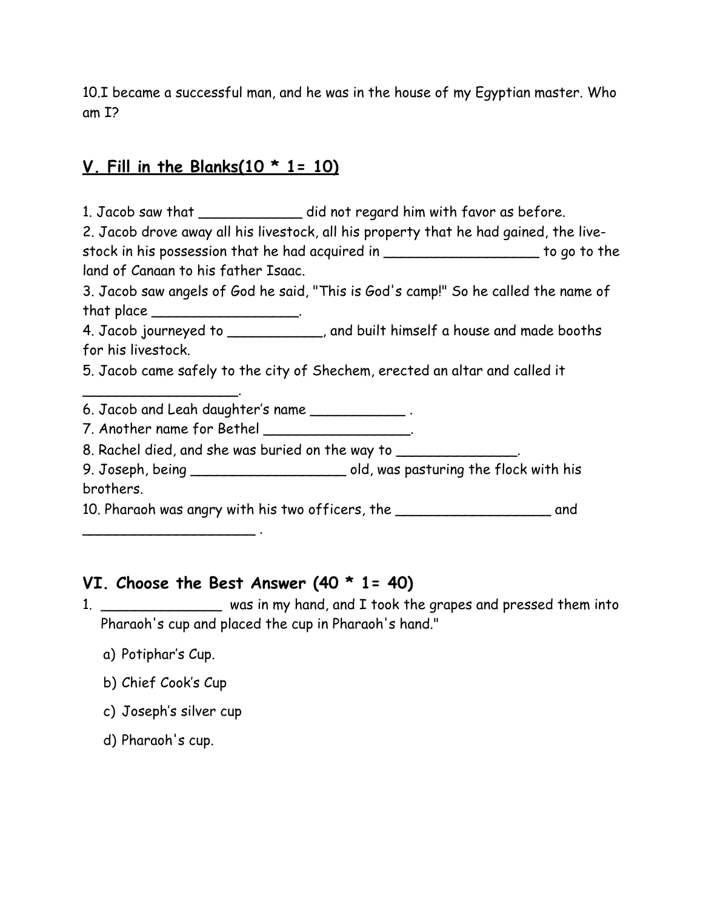10.I became a successful man, and he was in the house of my Egyptian master. Who am I?

## V. Fill in the Blanks(10 * 1= 10)

1. Jacob saw that ____________ did not regard him with favor as before.
2. Jacob drove away all his livestock, all his property that he had gained, the live-stock in his possession that he had acquired in __________________ to go to the land of Canaan to his father Isaac.
3. Jacob saw angels of God he said, "This is God's camp!" So he called the name of that place _________________.
4. Jacob journeyed to ___________, and built himself a house and made booths for his livestock.
5. Jacob came safely to the city of Shechem, erected an altar and called it __________________.
6. Jacob and Leah daughter's name ___________ .
7. Another name for Bethel _________________.
8. Rachel died, and she was buried on the way to ______________.
9. Joseph, being __________________ old, was pasturing the flock with his brothers.
10. Pharaoh was angry with his two officers, the __________________ and _____________________ .

## VI. Choose the Best Answer (40 * 1= 40)

1. ______________ was in my hand, and I took the grapes and pressed them into Pharaoh's cup and placed the cup in Pharaoh's hand."

   a) Potiphar's Cup.

   b) Chief Cook's Cup

   c) Joseph's silver cup

   d) Pharaoh's cup.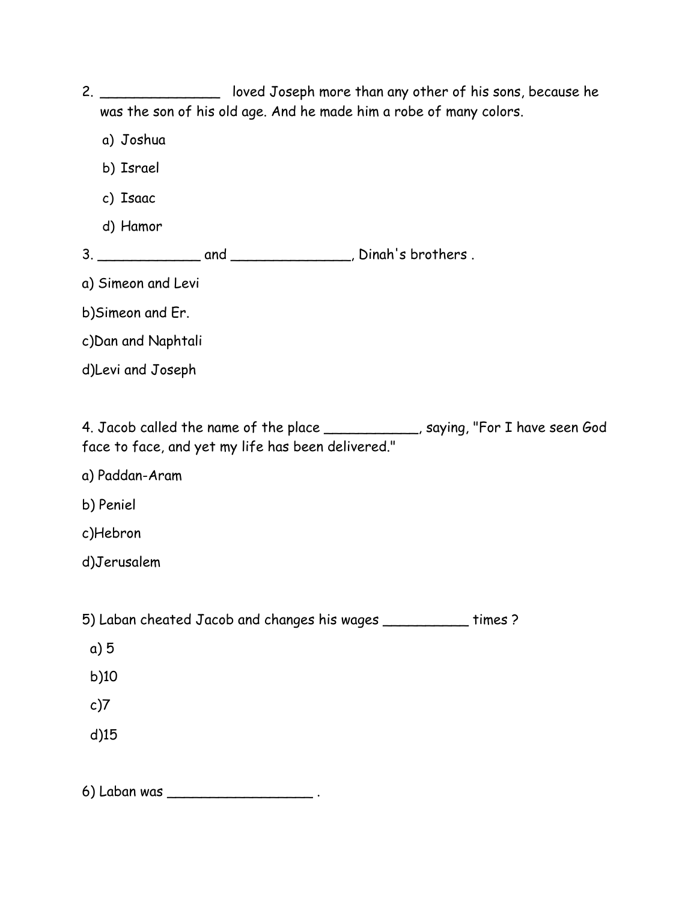2. ______________ loved Joseph more than any other of his sons, because he was the son of his old age. And he made him a robe of many colors.

a) Joshua

b) Israel

c) Isaac

d) Hamor

3. ____________ and ______________, Dinah's brothers .

a) Simeon and Levi

b)Simeon and Er.

c)Dan and Naphtali

d)Levi and Joseph

4. Jacob called the name of the place ___________, saying, "For I have seen God face to face, and yet my life has been delivered."

a) Paddan-Aram

b) Peniel

c)Hebron

d)Jerusalem

5) Laban cheated Jacob and changes his wages __________ times ?

a) 5

b)10

c)7

d)15

6) Laban was _________________ .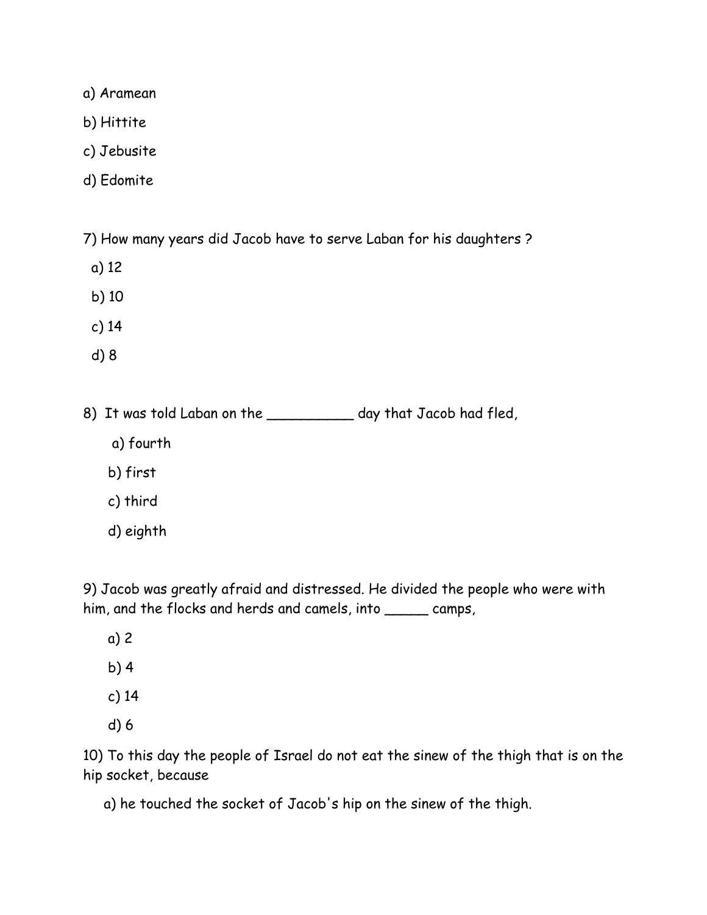a) Aramean

b) Hittite

c) Jebusite

d) Edomite

7) How many years did Jacob have to serve Laban for his daughters ?

a) 12

b) 10

c) 14

d) 8

8) It was told Laban on the __________ day that Jacob had fled,

a) fourth

b) first

c) third

d) eighth

9) Jacob was greatly afraid and distressed. He divided the people who were with him, and the flocks and herds and camels, into _____ camps,

a) 2

b) 4

c) 14

d) 6

10) To this day the people of Israel do not eat the sinew of the thigh that is on the hip socket, because

a) he touched the socket of Jacob's hip on the sinew of the thigh.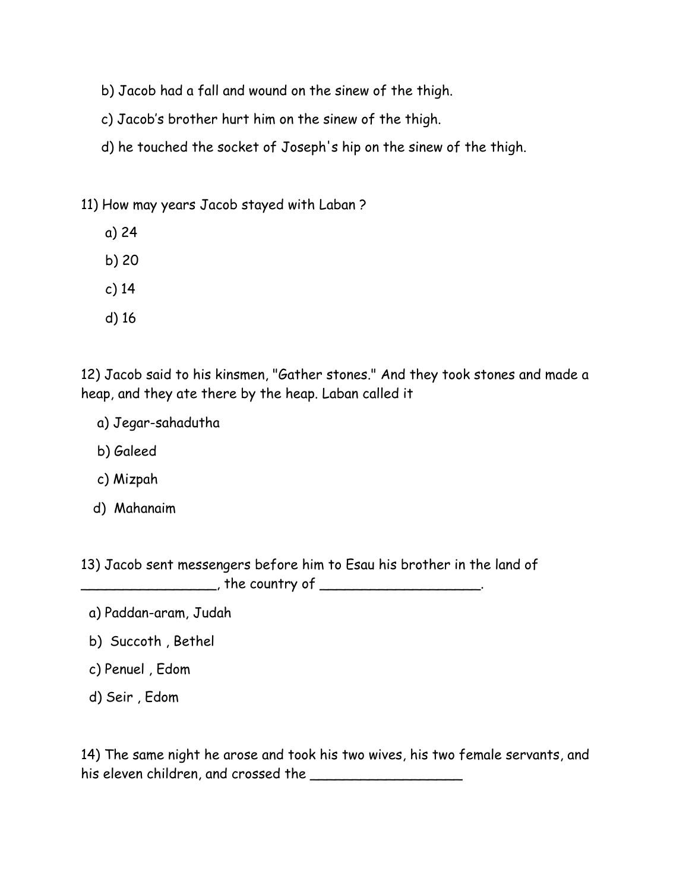b) Jacob had a fall and wound on the sinew of the thigh.

c) Jacob's brother hurt him on the sinew of the thigh.

d) he touched the socket of Joseph's hip on the sinew of the thigh.

11) How may years Jacob stayed with Laban ?

a) 24

b) 20

c) 14

d) 16

12) Jacob said to his kinsmen, "Gather stones." And they took stones and made a heap, and they ate there by the heap. Laban called it

a) Jegar-sahadutha

b) Galeed

c) Mizpah

d) Mahanaim

13) Jacob sent messengers before him to Esau his brother in the land of _________________, the country of ___________________.

a) Paddan-aram, Judah

b) Succoth , Bethel

c) Penuel , Edom

d) Seir , Edom

14) The same night he arose and took his two wives, his two female servants, and his eleven children, and crossed the ___________________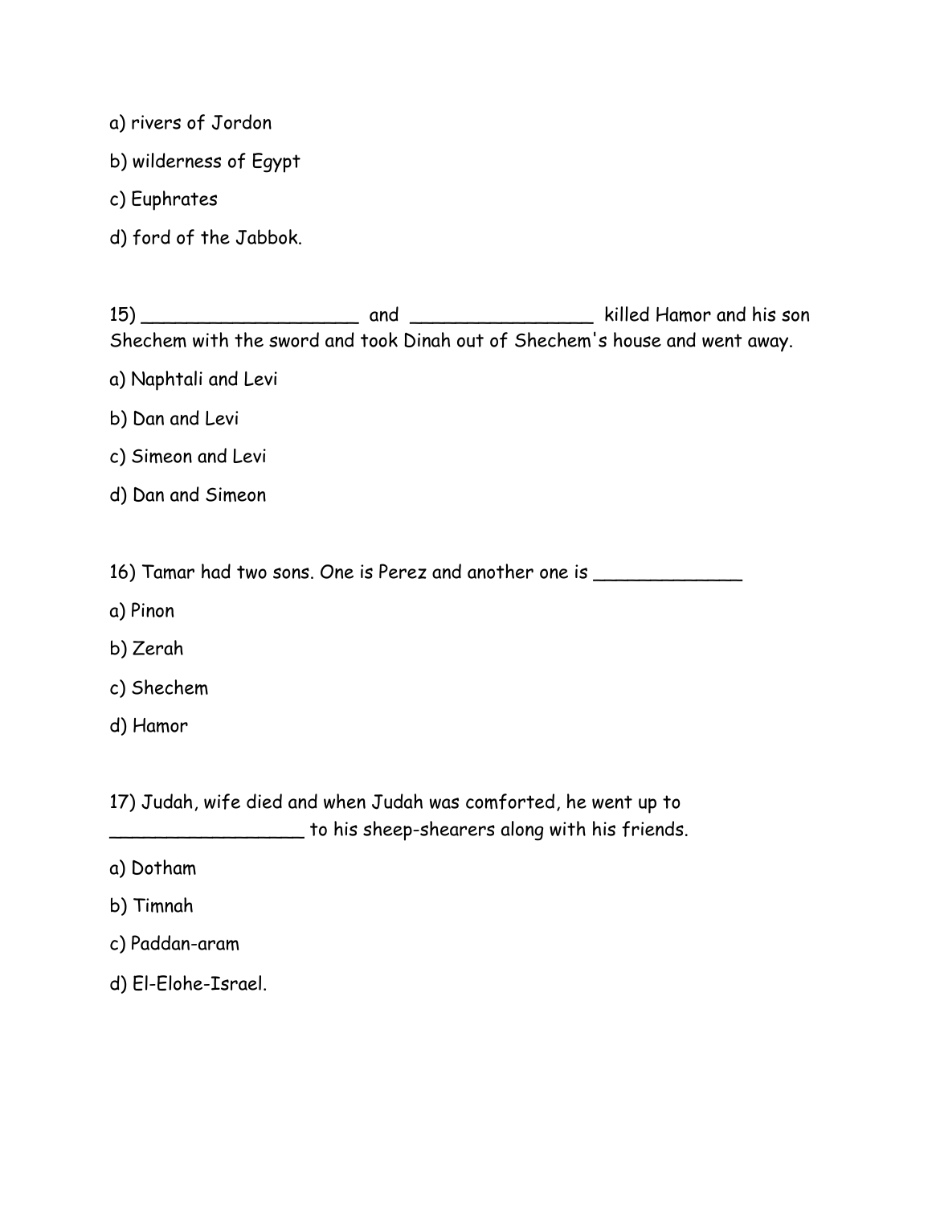a) rivers of Jordon

b) wilderness of Egypt

c) Euphrates

d) ford of the Jabbok.

15) ____________________ and ________________ killed Hamor and his son Shechem with the sword and took Dinah out of Shechem's house and went away.

a) Naphtali and Levi

b) Dan and Levi

c) Simeon and Levi

d) Dan and Simeon

16) Tamar had two sons. One is Perez and another one is _____________

a) Pinon

b) Zerah

c) Shechem

d) Hamor

17) Judah, wife died and when Judah was comforted, he went up to _________________ to his sheep-shearers along with his friends.

a) Dotham

b) Timnah

c) Paddan-aram

d) El-Elohe-Israel.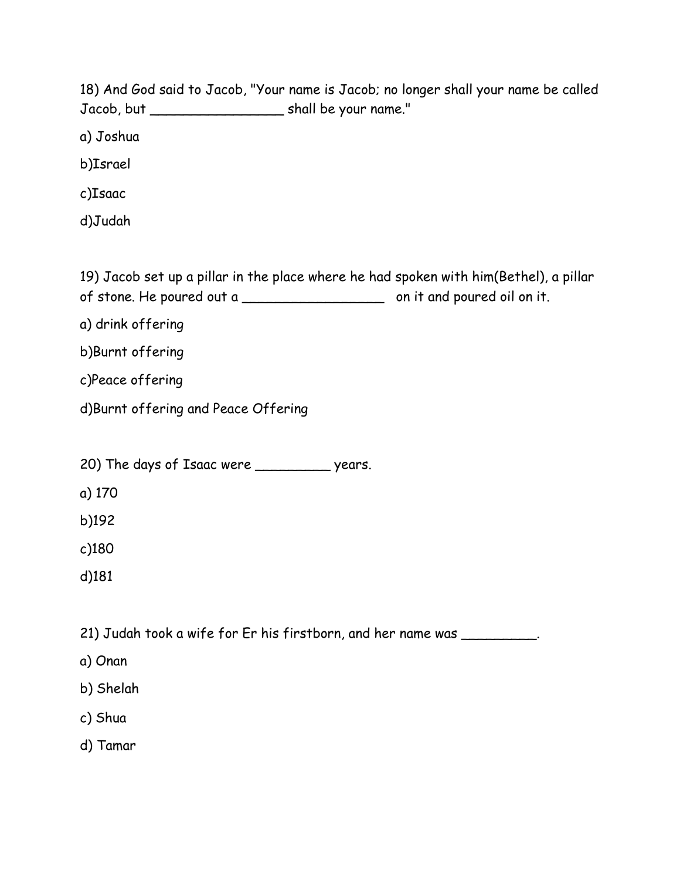18) And God said to Jacob, "Your name is Jacob; no longer shall your name be called Jacob, but ________________ shall be your name."

a) Joshua

b)Israel

c)Isaac

d)Judah

19) Jacob set up a pillar in the place where he had spoken with him(Bethel), a pillar of stone. He poured out a _________________ on it and poured oil on it.

a) drink offering

b)Burnt offering

c)Peace offering

d)Burnt offering and Peace Offering

20) The days of Isaac were _________ years.

a) 170

b)192

c)180

d)181

21) Judah took a wife for Er his firstborn, and her name was _________.

a) Onan

b) Shelah

c) Shua

d) Tamar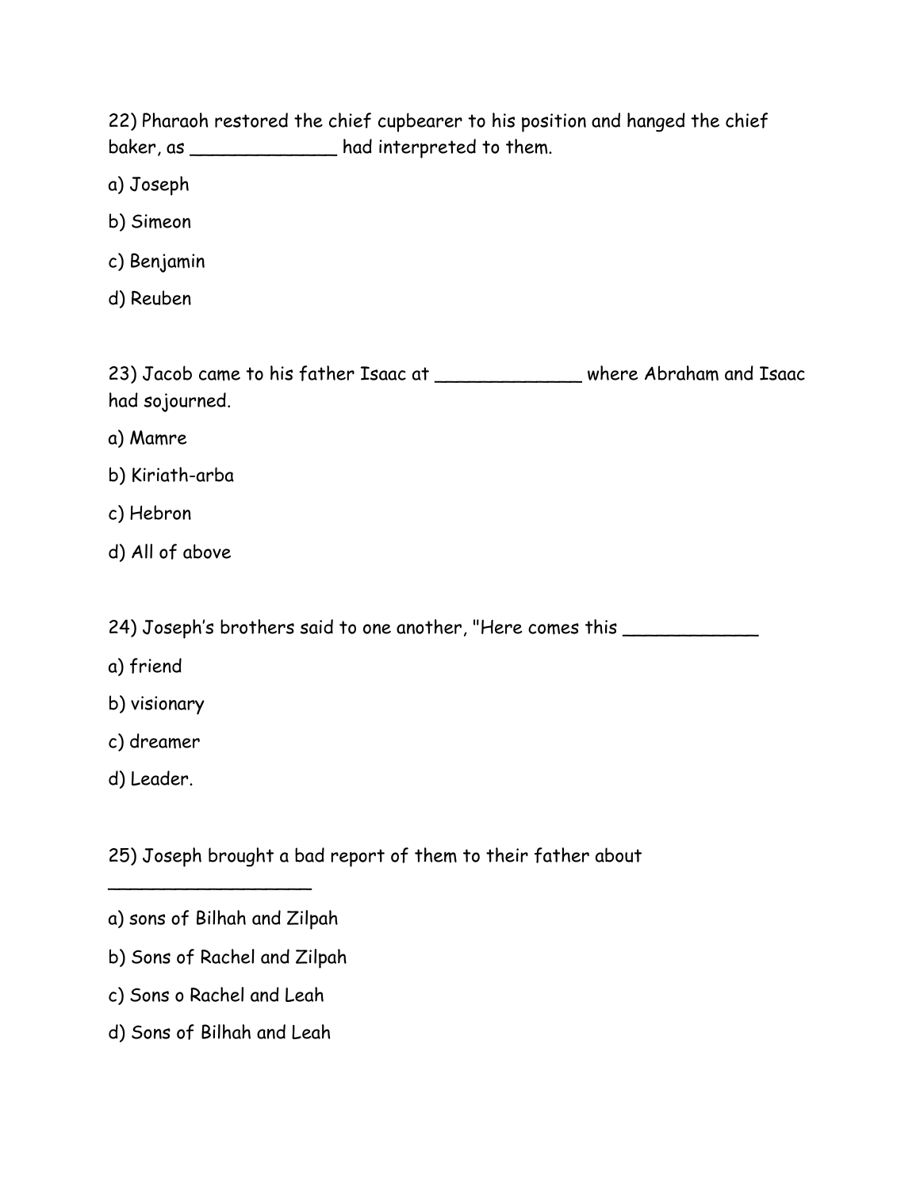22) Pharaoh restored the chief cupbearer to his position and hanged the chief baker, as _____________ had interpreted to them.

a) Joseph

b) Simeon

c) Benjamin

d) Reuben

23) Jacob came to his father Isaac at _____________ where Abraham and Isaac had sojourned.

a) Mamre

b) Kiriath-arba

c) Hebron

d) All of above

24) Joseph's brothers said to one another, "Here comes this ____________

a) friend

b) visionary

c) dreamer

d) Leader.

25) Joseph brought a bad report of them to their father about __________________

a) sons of Bilhah and Zilpah

b) Sons of Rachel and Zilpah

c) Sons o Rachel and Leah

d) Sons of Bilhah and Leah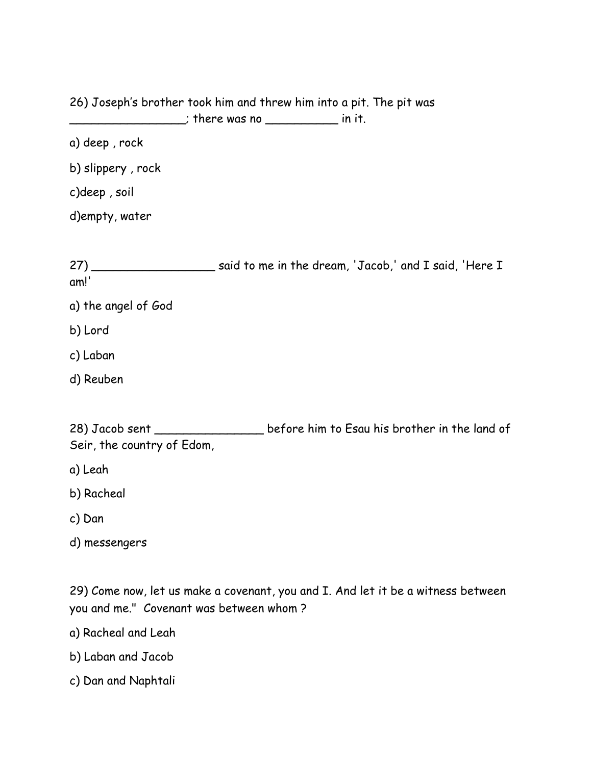26) Joseph's brother took him and threw him into a pit. The pit was ________________; there was no __________ in it.

a) deep , rock

b) slippery , rock

c)deep , soil

d)empty, water

27) _________________ said to me in the dream, 'Jacob,' and I said, 'Here I am!'

a) the angel of God

b) Lord

c) Laban

d) Reuben

28) Jacob sent _______________ before him to Esau his brother in the land of Seir, the country of Edom,

a) Leah

b) Racheal

c) Dan

d) messengers

29) Come now, let us make a covenant, you and I. And let it be a witness between you and me." Covenant was between whom ?

a) Racheal and Leah

b) Laban and Jacob

c) Dan and Naphtali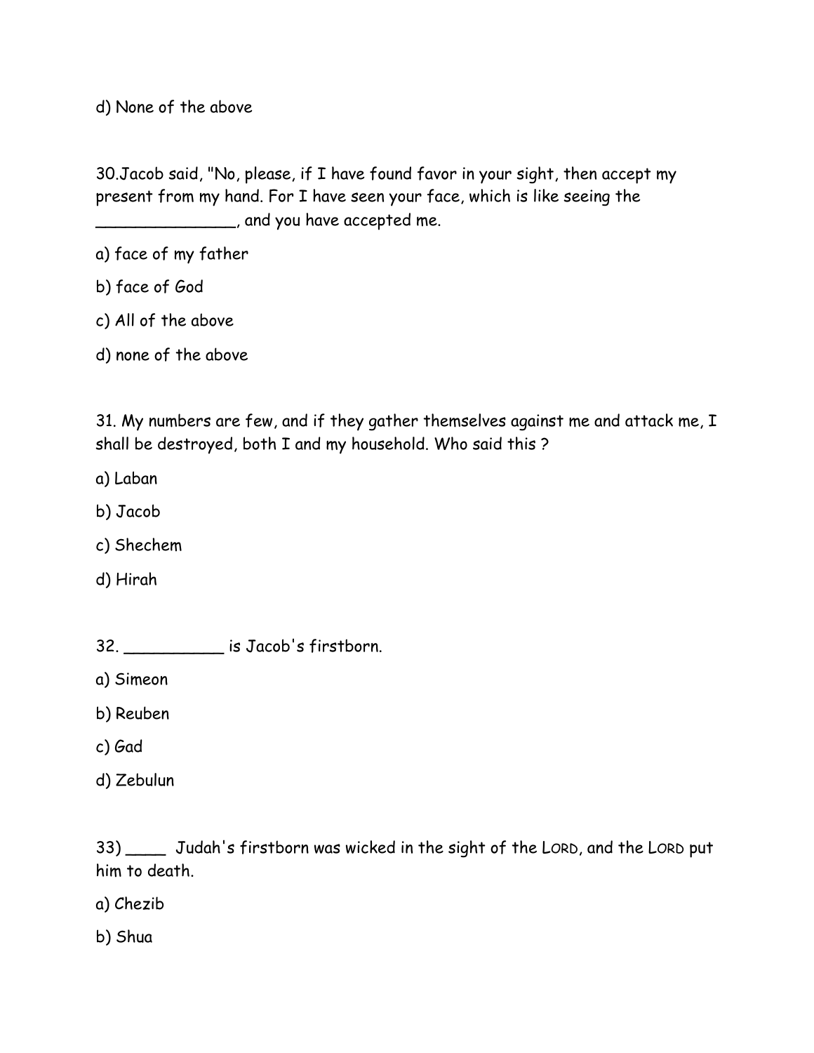d) None of the above

30.Jacob said, "No, please, if I have found favor in your sight, then accept my present from my hand. For I have seen your face, which is like seeing the ______________, and you have accepted me.

a) face of my father

b) face of God

c) All of the above

d) none of the above

31. My numbers are few, and if they gather themselves against me and attack me, I shall be destroyed, both I and my household. Who said this ?

a) Laban

b) Jacob

c) Shechem

d) Hirah

32. __________ is Jacob's firstborn.

a) Simeon

b) Reuben

c) Gad

d) Zebulun

33) ____ Judah's firstborn was wicked in the sight of the LORD, and the LORD put him to death.

a) Chezib

b) Shua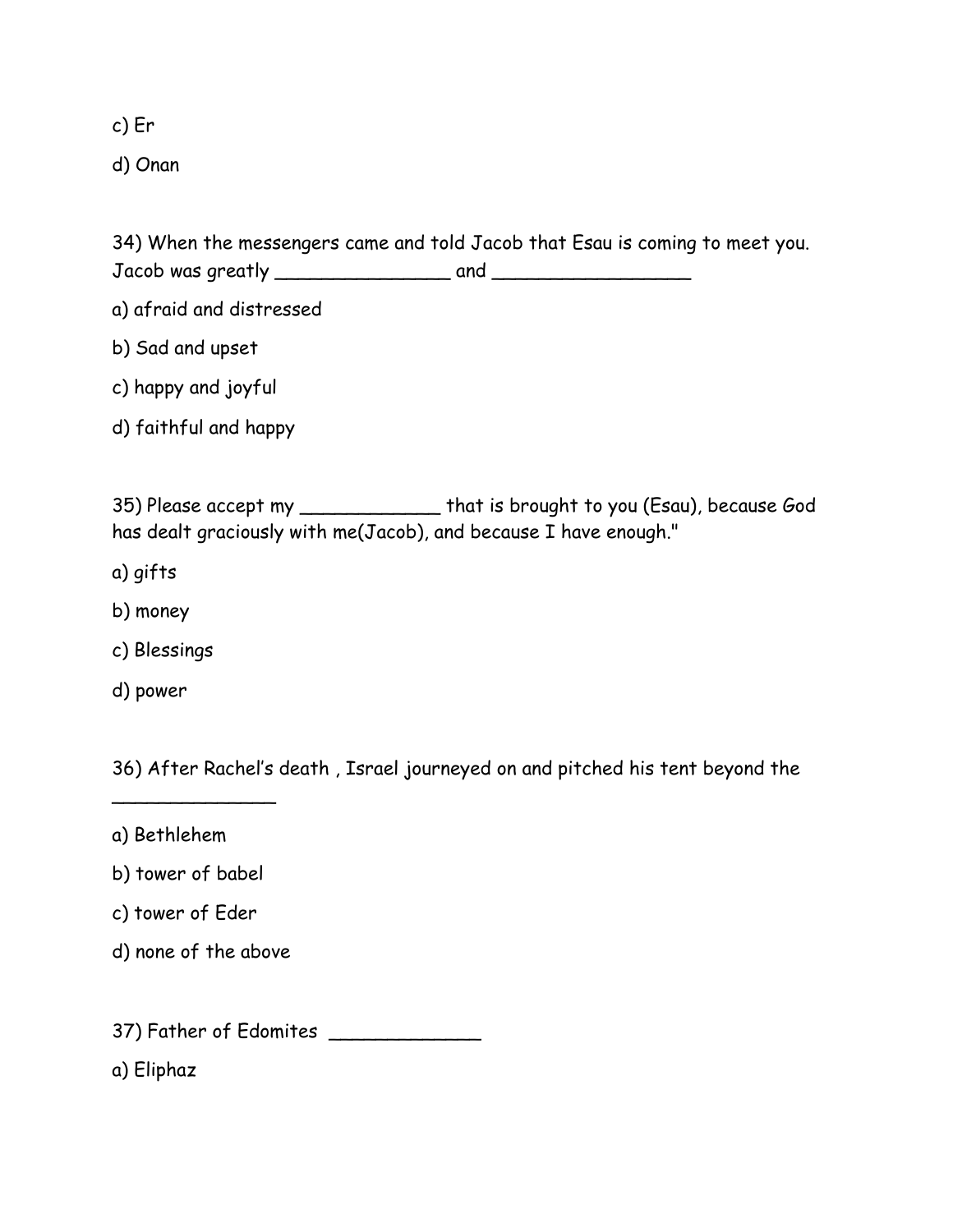c) Er

d) Onan

34) When the messengers came and told Jacob that Esau is coming to meet you. Jacob was greatly _______________ and _________________

a) afraid and distressed

b) Sad and upset

c) happy and joyful

d) faithful and happy

35) Please accept my ____________ that is brought to you (Esau), because God has dealt graciously with me(Jacob), and because I have enough."

a) gifts

b) money

c) Blessings

d) power

36) After Rachel's death , Israel journeyed on and pitched his tent beyond the ______________

a) Bethlehem

b) tower of babel

c) tower of Eder

d) none of the above

37) Father of Edomites _____________

a) Eliphaz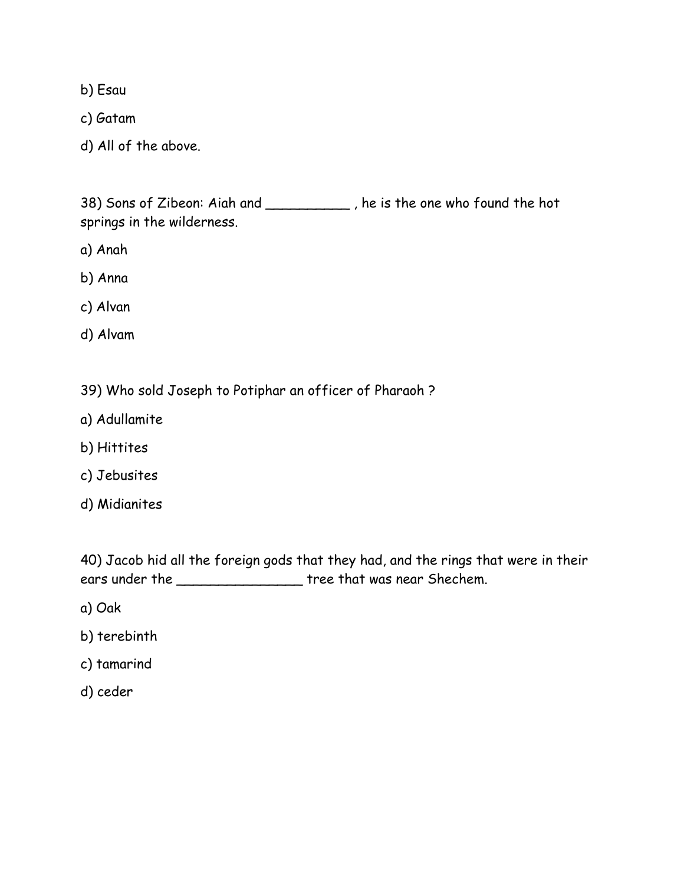b) Esau

c) Gatam

d) All of the above.

38) Sons of Zibeon: Aiah and __________ , he is the one who found the hot springs in the wilderness.

a) Anah

b) Anna

c) Alvan

d) Alvam

39) Who sold Joseph to Potiphar an officer of Pharaoh ?

a) Adullamite

b) Hittites

c) Jebusites

d) Midianites

40) Jacob hid all the foreign gods that they had, and the rings that were in their ears under the _______________ tree that was near Shechem.

a) Oak

b) terebinth

c) tamarind

d) ceder